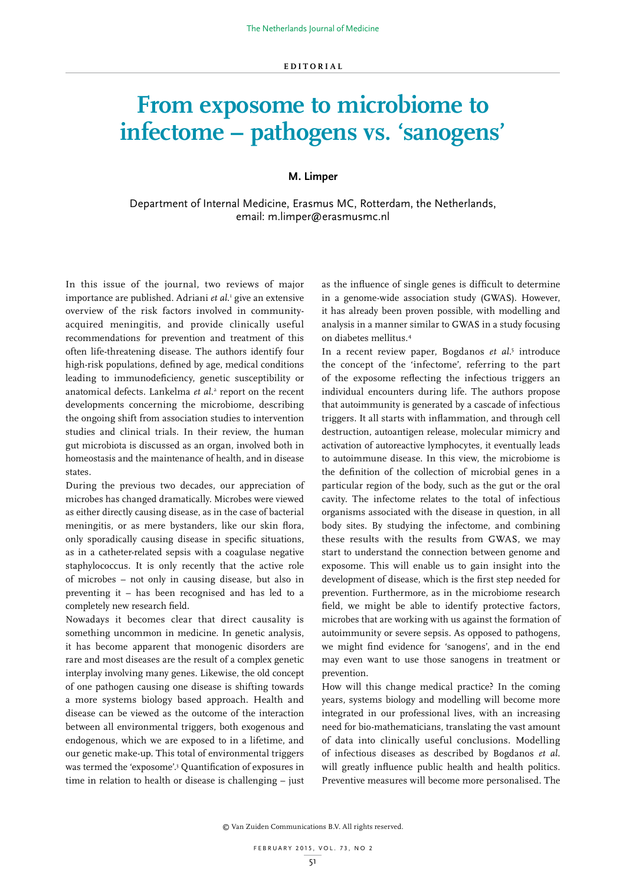EDITORIAL

# From exposome to microbiome to infectome – pathogens vs. 'sanogens'

**M. Limper**

Department of Internal Medicine, Erasmus MC, Rotterdam, the Netherlands, email: m.limper@erasmusmc.nl

In this issue of the journal, two reviews of major importance are published. Adriani *et al.*[1] give an extensive overview of the risk factors involved in community-acquired meningitis, and provide clinically useful recommendations for prevention and treatment of this often life-threatening disease. The authors identify four high-risk populations, defined by age, medical conditions leading to immunodeficiency, genetic susceptibility or anatomical defects. Lankelma *et al.*[2] report on the recent developments concerning the microbiome, describing the ongoing shift from association studies to intervention studies and clinical trials. In their review, the human gut microbiota is discussed as an organ, involved both in homeostasis and the maintenance of health, and in disease states.

During the previous two decades, our appreciation of microbes has changed dramatically. Microbes were viewed as either directly causing disease, as in the case of bacterial meningitis, or as mere bystanders, like our skin flora, only sporadically causing disease in specific situations, as in a catheter-related sepsis with a coagulase negative staphylococcus. It is only recently that the active role of microbes – not only in causing disease, but also in preventing it – has been recognised and has led to a completely new research field.

Nowadays it becomes clear that direct causality is something uncommon in medicine. In genetic analysis, it has become apparent that monogenic disorders are rare and most diseases are the result of a complex genetic interplay involving many genes. Likewise, the old concept of one pathogen causing one disease is shifting towards a more systems biology based approach. Health and disease can be viewed as the outcome of the interaction between all environmental triggers, both exogenous and endogenous, which we are exposed to in a lifetime, and our genetic make-up. This total of environmental triggers was termed the 'exposome'.[3] Quantification of exposures in time in relation to health or disease is challenging – just as the influence of single genes is difficult to determine in a genome-wide association study (GWAS). However, it has already been proven possible, with modelling and analysis in a manner similar to GWAS in a study focusing on diabetes mellitus.[4]

In a recent review paper, Bogdanos *et al.*[5] introduce the concept of the 'infectome', referring to the part of the exposome reflecting the infectious triggers an individual encounters during life. The authors propose that autoimmunity is generated by a cascade of infectious triggers. It all starts with inflammation, and through cell destruction, autoantigen release, molecular mimicry and activation of autoreactive lymphocytes, it eventually leads to autoimmune disease. In this view, the microbiome is the definition of the collection of microbial genes in a particular region of the body, such as the gut or the oral cavity. The infectome relates to the total of infectious organisms associated with the disease in question, in all body sites. By studying the infectome, and combining these results with the results from GWAS, we may start to understand the connection between genome and exposome. This will enable us to gain insight into the development of disease, which is the first step needed for prevention. Furthermore, as in the microbiome research field, we might be able to identify protective factors, microbes that are working with us against the formation of autoimmunity or severe sepsis. As opposed to pathogens, we might find evidence for 'sanogens', and in the end may even want to use those sanogens in treatment or prevention.

How will this change medical practice? In the coming years, systems biology and modelling will become more integrated in our professional lives, with an increasing need for bio-mathematicians, translating the vast amount of data into clinically useful conclusions. Modelling of infectious diseases as described by Bogdanos *et al.* will greatly influence public health and health politics. Preventive measures will become more personalised. The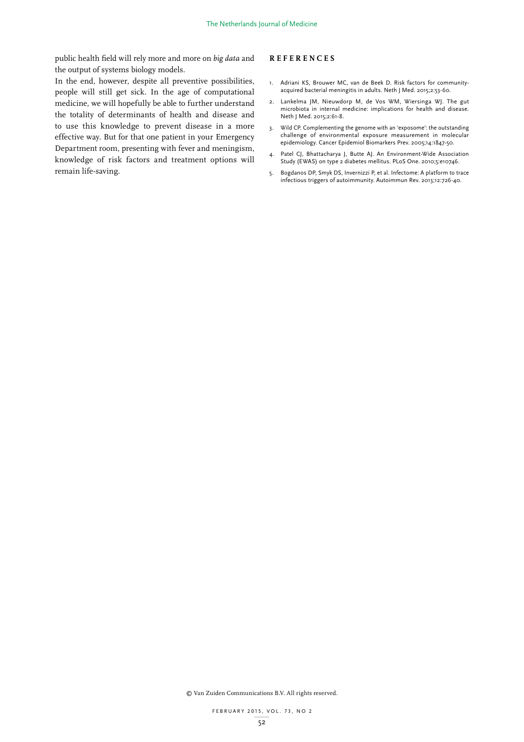public health field will rely more and more on *big data* and the output of systems biology models.

In the end, however, despite all preventive possibilities, people will still get sick. In the age of computational medicine, we will hopefully be able to further understand the totality of determinants of health and disease and to use this knowledge to prevent disease in a more effective way. But for that one patient in your Emergency Department room, presenting with fever and meningism, knowledge of risk factors and treatment options will remain life-saving.

## REFERENCES

1. Adriani KS, Brouwer MC, van de Beek D. Risk factors for community-acquired bacterial meningitis in adults. Neth J Med. 2015;2:53-60.
2. Lankelma JM, Nieuwdorp M, de Vos WM, Wiersinga WJ. The gut microbiota in internal medicine: implications for health and disease. Neth J Med. 2015;2:61-8.
3. Wild CP. Complementing the genome with an 'exposome': the outstanding challenge of environmental exposure measurement in molecular epidemiology. Cancer Epidemiol Biomarkers Prev. 2005;14:1847-50.
4. Patel CJ, Bhattacharya J, Butte AJ. An Environment-Wide Association Study (EWAS) on type 2 diabetes mellitus. PLoS One. 2010;5:e10746.
5. Bogdanos DP, Smyk DS, Invernizzi P, et al. Infectome: A platform to trace infectious triggers of autoimmunity. Autoimmun Rev. 2013;12:726-40.

© Van Zuiden Communications B.V. All rights reserved.